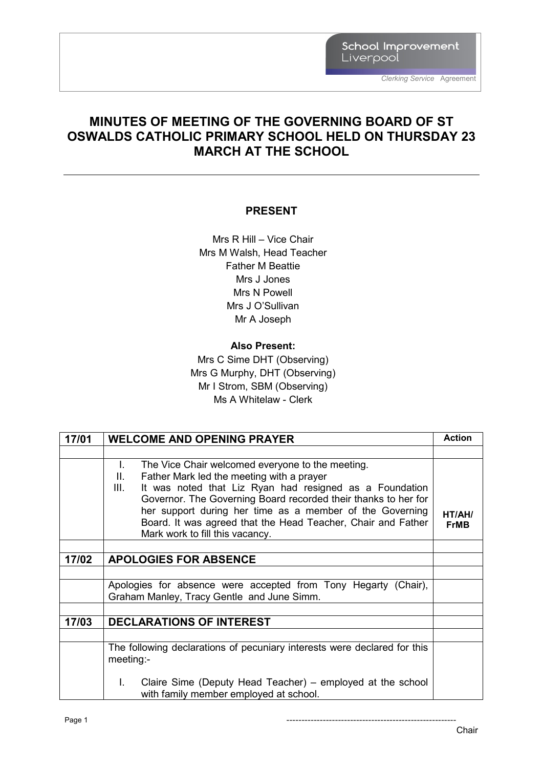School Improvement Liverpool

*Clerking Service* Agreement

# MINUTES OF MEETING OF THE GOVERNING BOARD OF ST OSWALDS CATHOLIC PRIMARY SCHOOL HELD ON THURSDAY 23 MARCH AT THE SCHOOL

---

## PRESENT

Mrs R Hill – Vice Chair
Mrs M Walsh, Head Teacher
Father M Beattie
Mrs J Jones
Mrs N Powell
Mrs J O'Sullivan
Mr A Joseph

**Also Present:**

Mrs C Sime DHT (Observing)
Mrs G Murphy, DHT (Observing)
Mr I Strom, SBM (Observing)
Ms A Whitelaw - Clerk

| 17/01 | **WELCOME AND OPENING PRAYER** | **Action** |
|---|---|---|
| | | |
| | I. The Vice Chair welcomed everyone to the meeting.<br>II. Father Mark led the meeting with a prayer<br>III. It was noted that Liz Ryan had resigned as a Foundation Governor. The Governing Board recorded their thanks to her for her support during her time as a member of the Governing Board. It was agreed that the Head Teacher, Chair and Father Mark work to fill this vacancy. | **HT/AH/ FrMB** |
| | | |
| **17/02** | **APOLOGIES FOR ABSENCE** | |
| | | |
| | Apologies for absence were accepted from Tony Hegarty (Chair), Graham Manley, Tracy Gentle and June Simm. | |
| | | |
| **17/03** | **DECLARATIONS OF INTEREST** | |
| | | |
| | The following declarations of pecuniary interests were declared for this meeting:-<br><br>I. Claire Sime (Deputy Head Teacher) – employed at the school with family member employed at school. | |

--------------------------------------------------------
Chair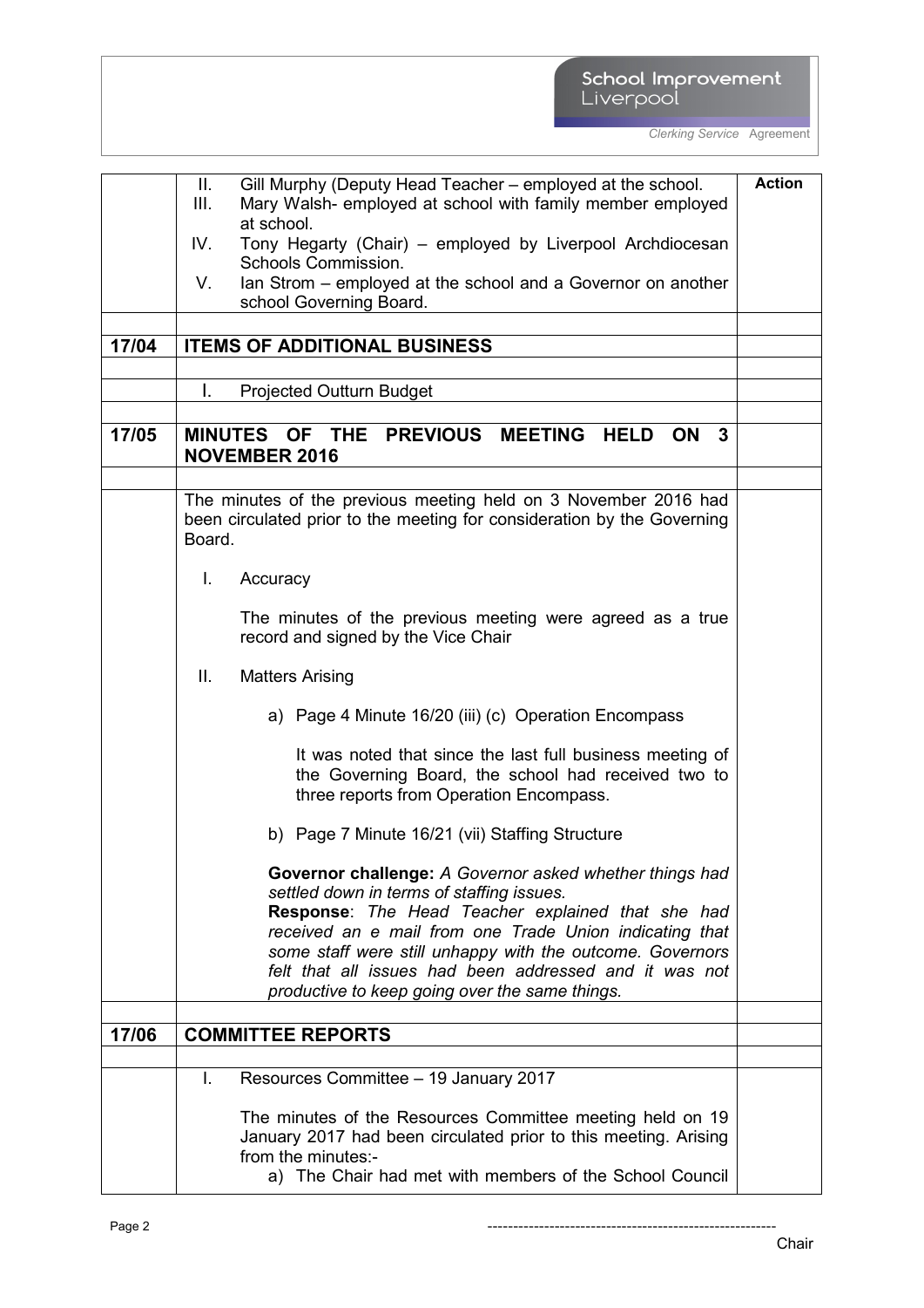| | | Action |
|---|---|---|
| | II. Gill Murphy (Deputy Head Teacher – employed at the school.<br>III. Mary Walsh- employed at school with family member employed at school.<br>IV. Tony Hegarty (Chair) – employed by Liverpool Archdiocesan Schools Commission.<br>V. Ian Strom – employed at the school and a Governor on another school Governing Board. | |
| | | |
| **17/04** | **ITEMS OF ADDITIONAL BUSINESS** | |
| | | |
| | I. Projected Outturn Budget | |
| | | |
| **17/05** | **MINUTES OF THE PREVIOUS MEETING HELD ON 3 NOVEMBER 2016** | |
| | | |
| | The minutes of the previous meeting held on 3 November 2016 had been circulated prior to the meeting for consideration by the Governing Board.<br><br>I. Accuracy<br><br>The minutes of the previous meeting were agreed as a true record and signed by the Vice Chair<br><br>II. Matters Arising<br><br>a) Page 4 Minute 16/20 (iii) (c) Operation Encompass<br><br>It was noted that since the last full business meeting of the Governing Board, the school had received two to three reports from Operation Encompass.<br><br>b) Page 7 Minute 16/21 (vii) Staffing Structure<br><br>**Governor challenge:** *A Governor asked whether things had settled down in terms of staffing issues.*<br>**Response**: *The Head Teacher explained that she had received an e mail from one Trade Union indicating that some staff were still unhappy with the outcome. Governors felt that all issues had been addressed and it was not productive to keep going over the same things.* | |
| | | |
| **17/06** | **COMMITTEE REPORTS** | |
| | | |
| | I. Resources Committee – 19 January 2017<br><br>The minutes of the Resources Committee meeting held on 19 January 2017 had been circulated prior to this meeting. Arising from the minutes:-<br>a) The Chair had met with members of the School Council | |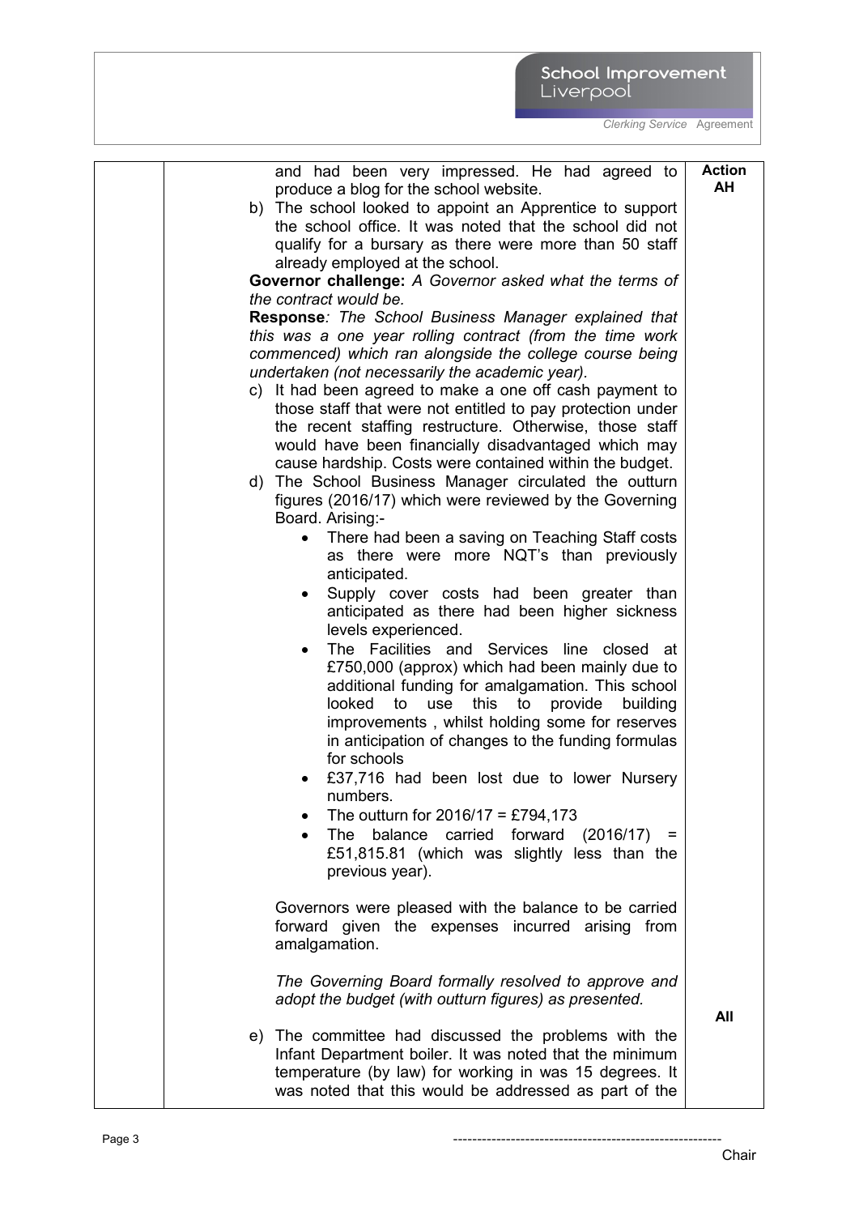| | | Action |
|---|---|---|
| | and had been very impressed. He had agreed to produce a blog for the school website.<br>b) The school looked to appoint an Apprentice to support the school office. It was noted that the school did not qualify for a bursary as there were more than 50 staff already employed at the school.<br>**Governor challenge:** *A Governor asked what the terms of the contract would be.*<br>**Response**: *The School Business Manager explained that this was a one year rolling contract (from the time work commenced) which ran alongside the college course being undertaken (not necessarily the academic year).*<br>c) It had been agreed to make a one off cash payment to those staff that were not entitled to pay protection under the recent staffing restructure. Otherwise, those staff would have been financially disadvantaged which may cause hardship. Costs were contained within the budget.<br>d) The School Business Manager circulated the outturn figures (2016/17) which were reviewed by the Governing Board. Arising:-<br>• There had been a saving on Teaching Staff costs as there were more NQT's than previously anticipated.<br>• Supply cover costs had been greater than anticipated as there had been higher sickness levels experienced.<br>• The Facilities and Services line closed at £750,000 (approx) which had been mainly due to additional funding for amalgamation. This school looked to use this to provide building improvements , whilst holding some for reserves in anticipation of changes to the funding formulas for schools<br>• £37,716 had been lost due to lower Nursery numbers.<br>• The outturn for 2016/17 = £794,173<br>• The balance carried forward (2016/17) = £51,815.81 (which was slightly less than the previous year).<br><br>Governors were pleased with the balance to be carried forward given the expenses incurred arising from amalgamation.<br><br>*The Governing Board formally resolved to approve and adopt the budget (with outturn figures) as presented.*<br><br>e) The committee had discussed the problems with the Infant Department boiler. It was noted that the minimum temperature (by law) for working in was 15 degrees. It was noted that this would be addressed as part of the | **AH**<br><br><br><br><br><br><br><br><br><br><br><br><br><br><br><br><br><br><br><br><br><br><br><br><br><br><br><br><br><br><br><br><br>**All** |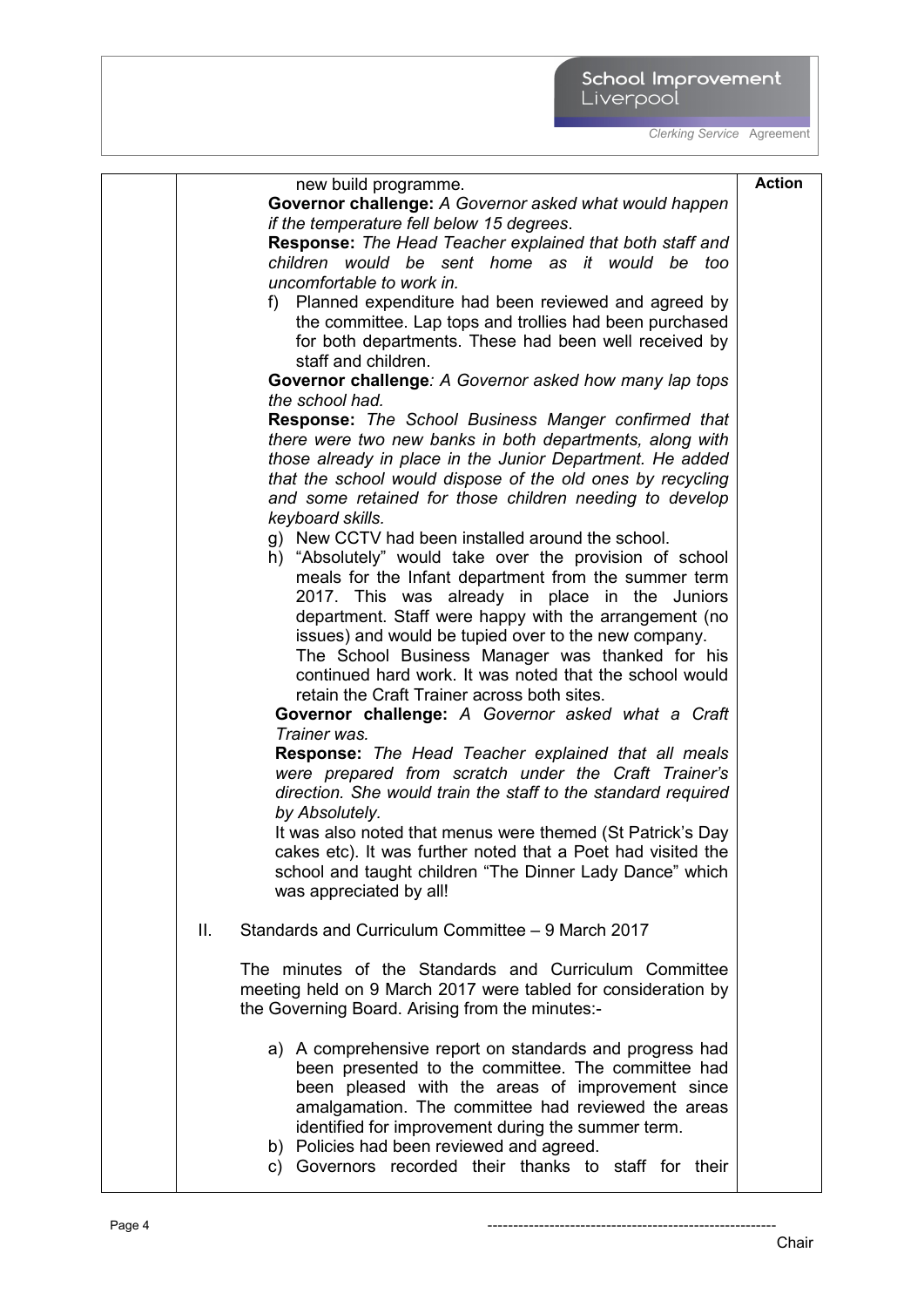| | | Action |
|---|---|---|
| | new build programme.<br>**Governor challenge:** *A Governor asked what would happen if the temperature fell below 15 degrees.*<br>**Response:** *The Head Teacher explained that both staff and children would be sent home as it would be too uncomfortable to work in.*<br>f) Planned expenditure had been reviewed and agreed by the committee. Lap tops and trollies had been purchased for both departments. These had been well received by staff and children.<br>**Governor challenge***: A Governor asked how many lap tops the school had.*<br>**Response:** *The School Business Manger confirmed that there were two new banks in both departments, along with those already in place in the Junior Department. He added that the school would dispose of the old ones by recycling and some retained for those children needing to develop keyboard skills.*<br>g) New CCTV had been installed around the school.<br>h) "Absolutely" would take over the provision of school meals for the Infant department from the summer term 2017. This was already in place in the Juniors department. Staff were happy with the arrangement (no issues) and would be tupied over to the new company.<br>The School Business Manager was thanked for his continued hard work. It was noted that the school would retain the Craft Trainer across both sites.<br>**Governor challenge:** *A Governor asked what a Craft Trainer was.*<br>**Response:** *The Head Teacher explained that all meals were prepared from scratch under the Craft Trainer's direction. She would train the staff to the standard required by Absolutely.*<br>It was also noted that menus were themed (St Patrick's Day cakes etc). It was further noted that a Poet had visited the school and taught children "The Dinner Lady Dance" which was appreciated by all!<br><br>II. Standards and Curriculum Committee – 9 March 2017<br><br>The minutes of the Standards and Curriculum Committee meeting held on 9 March 2017 were tabled for consideration by the Governing Board. Arising from the minutes:-<br><br>a) A comprehensive report on standards and progress had been presented to the committee. The committee had been pleased with the areas of improvement since amalgamation. The committee had reviewed the areas identified for improvement during the summer term.<br>b) Policies had been reviewed and agreed.<br>c) Governors recorded their thanks to staff for their | |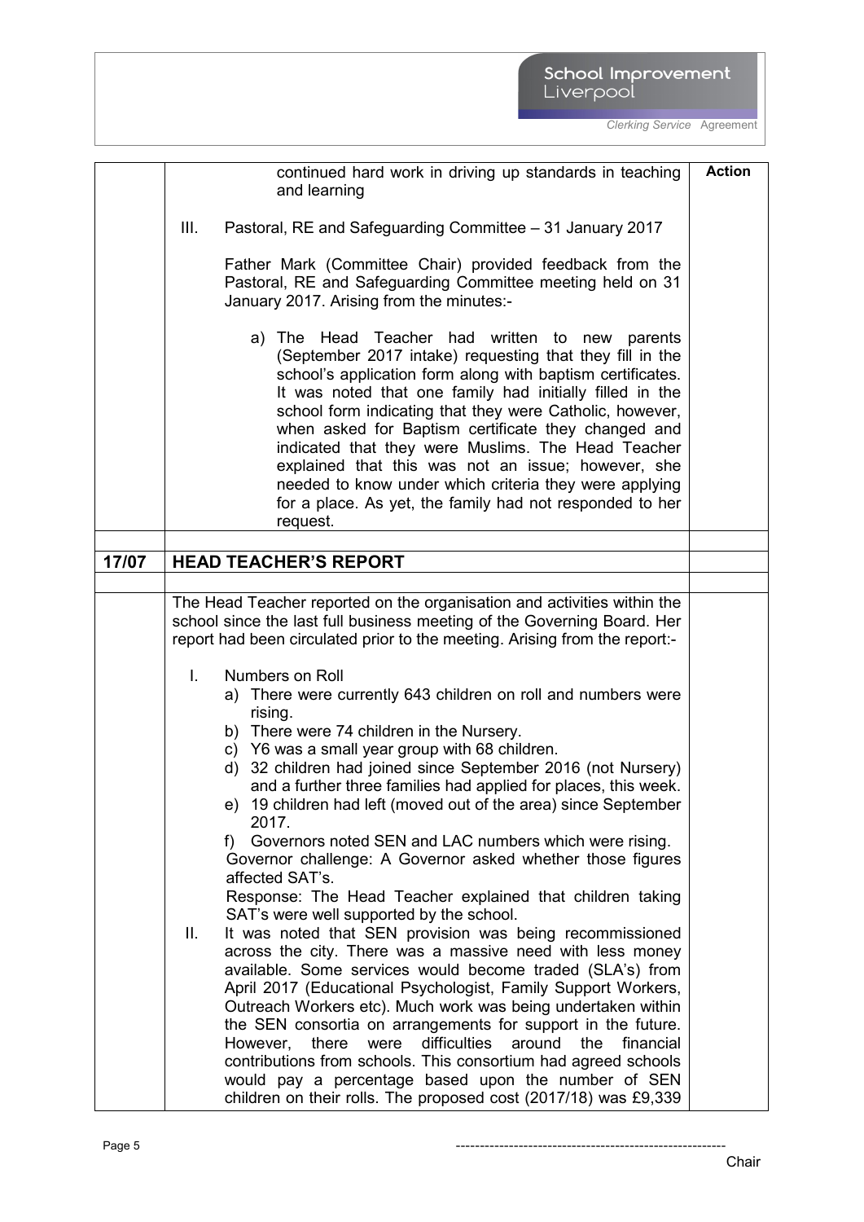| | | Action |
|---|---|---|
| | continued hard work in driving up standards in teaching and learning<br><br>III. Pastoral, RE and Safeguarding Committee – 31 January 2017<br><br>Father Mark (Committee Chair) provided feedback from the Pastoral, RE and Safeguarding Committee meeting held on 31 January 2017. Arising from the minutes:-<br><br>a) The Head Teacher had written to new parents (September 2017 intake) requesting that they fill in the school's application form along with baptism certificates. It was noted that one family had initially filled in the school form indicating that they were Catholic, however, when asked for Baptism certificate they changed and indicated that they were Muslims. The Head Teacher explained that this was not an issue; however, she needed to know under which criteria they were applying for a place. As yet, the family had not responded to her request. | |
| | | |
| **17/07** | **HEAD TEACHER'S REPORT** | |
| | | |
| | The Head Teacher reported on the organisation and activities within the school since the last full business meeting of the Governing Board. Her report had been circulated prior to the meeting. Arising from the report:-<br><br>I. Numbers on Roll<br>a) There were currently 643 children on roll and numbers were rising.<br>b) There were 74 children in the Nursery.<br>c) Y6 was a small year group with 68 children.<br>d) 32 children had joined since September 2016 (not Nursery) and a further three families had applied for places, this week.<br>e) 19 children had left (moved out of the area) since September 2017.<br>f) Governors noted SEN and LAC numbers which were rising.<br>Governor challenge: A Governor asked whether those figures affected SAT's.<br>Response: The Head Teacher explained that children taking SAT's were well supported by the school.<br><br>II. It was noted that SEN provision was being recommissioned across the city. There was a massive need with less money available. Some services would become traded (SLA's) from April 2017 (Educational Psychologist, Family Support Workers, Outreach Workers etc). Much work was being undertaken within the SEN consortia on arrangements for support in the future. However, there were difficulties around the financial contributions from schools. This consortium had agreed schools would pay a percentage based upon the number of SEN children on their rolls. The proposed cost (2017/18) was £9,339 | |

Chair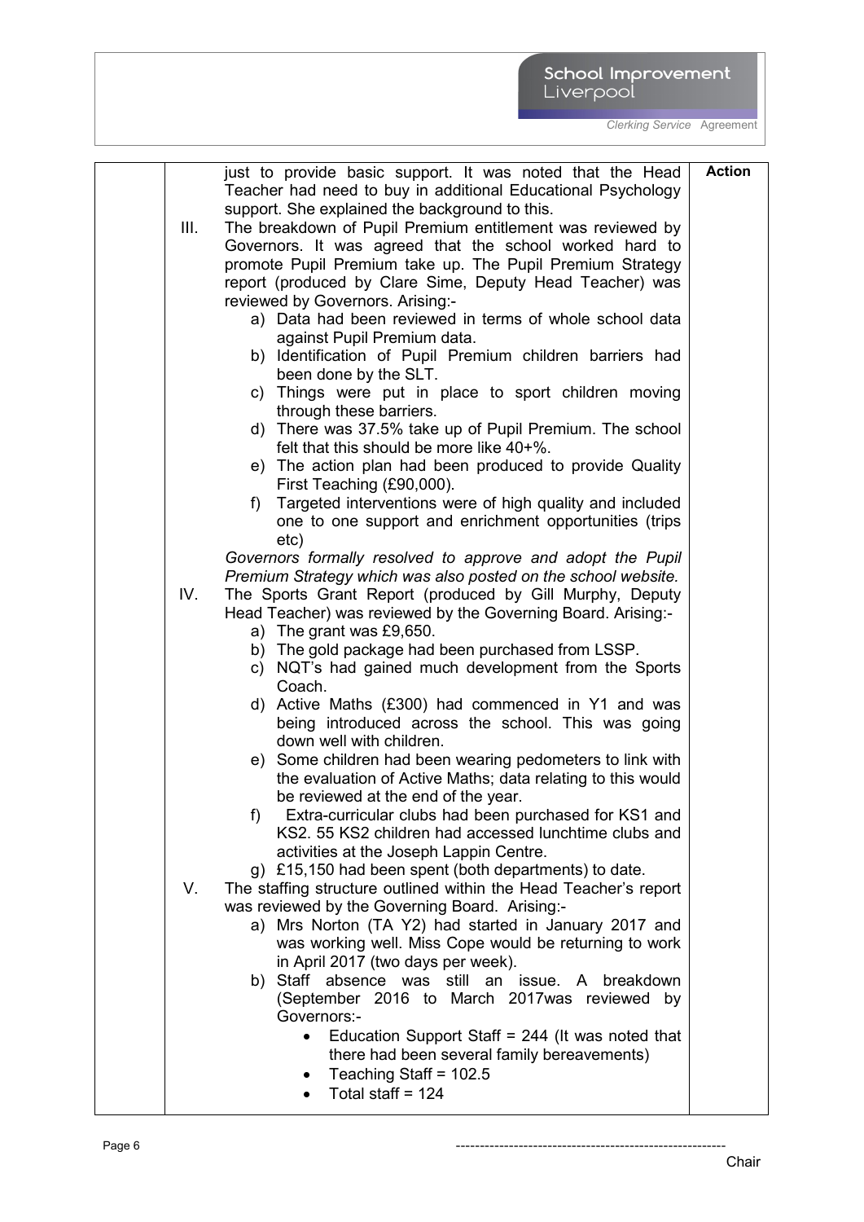just to provide basic support. It was noted that the Head Teacher had need to buy in additional Educational Psychology support. She explained the background to this.

III. The breakdown of Pupil Premium entitlement was reviewed by Governors. It was agreed that the school worked hard to promote Pupil Premium take up. The Pupil Premium Strategy report (produced by Clare Sime, Deputy Head Teacher) was reviewed by Governors. Arising:-

   a) Data had been reviewed in terms of whole school data against Pupil Premium data.
   b) Identification of Pupil Premium children barriers had been done by the SLT.
   c) Things were put in place to sport children moving through these barriers.
   d) There was 37.5% take up of Pupil Premium. The school felt that this should be more like 40+%.
   e) The action plan had been produced to provide Quality First Teaching (£90,000).
   f) Targeted interventions were of high quality and included one to one support and enrichment opportunities (trips etc)

   *Governors formally resolved to approve and adopt the Pupil Premium Strategy which was also posted on the school website.*

IV. The Sports Grant Report (produced by Gill Murphy, Deputy Head Teacher) was reviewed by the Governing Board. Arising:-

   a) The grant was £9,650.
   b) The gold package had been purchased from LSSP.
   c) NQT's had gained much development from the Sports Coach.
   d) Active Maths (£300) had commenced in Y1 and was being introduced across the school. This was going down well with children.
   e) Some children had been wearing pedometers to link with the evaluation of Active Maths; data relating to this would be reviewed at the end of the year.
   f) Extra-curricular clubs had been purchased for KS1 and KS2. 55 KS2 children had accessed lunchtime clubs and activities at the Joseph Lappin Centre.
   g) £15,150 had been spent (both departments) to date.

V. The staffing structure outlined within the Head Teacher's report was reviewed by the Governing Board. Arising:-

   a) Mrs Norton (TA Y2) had started in January 2017 and was working well. Miss Cope would be returning to work in April 2017 (two days per week).
   b) Staff absence was still an issue. A breakdown (September 2016 to March 2017was reviewed by Governors:-
      - Education Support Staff = 244 (It was noted that there had been several family bereavements)
      - Teaching Staff = 102.5
      - Total staff = 124

**Action**

--------------------------------------------------------
Chair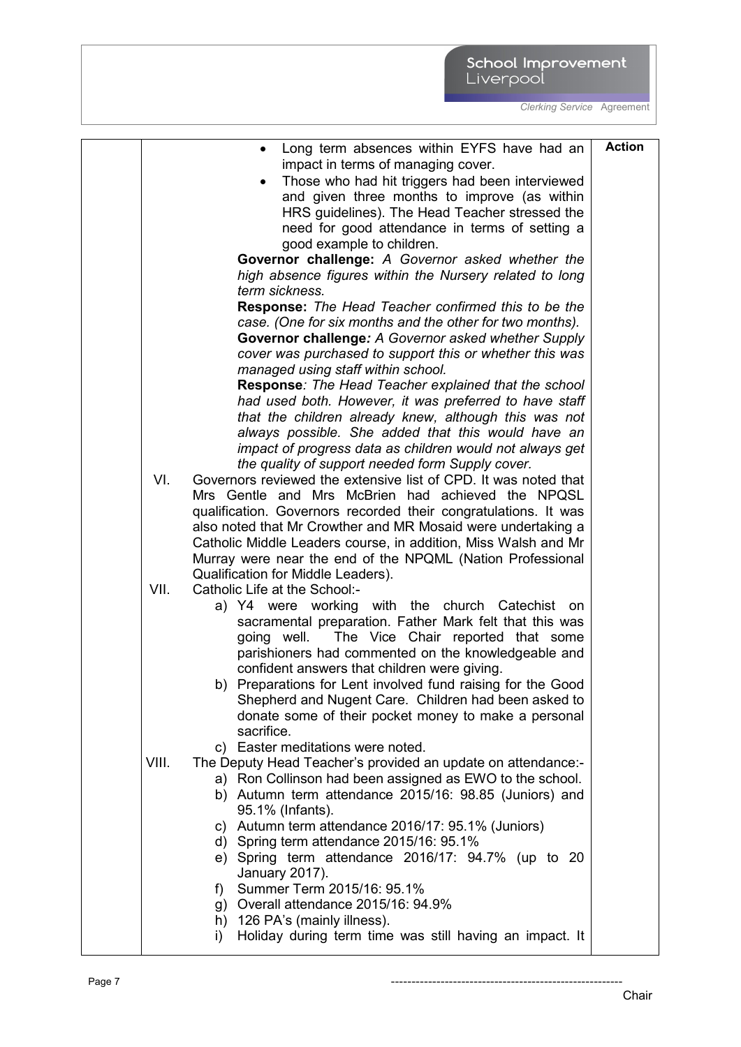| | | Action |
|---|---|---|
| | • Long term absences within EYFS have had an impact in terms of managing cover.<br>• Those who had hit triggers had been interviewed and given three months to improve (as within HRS guidelines). The Head Teacher stressed the need for good attendance in terms of setting a good example to children.<br>**Governor challenge:** *A Governor asked whether the high absence figures within the Nursery related to long term sickness.*<br>**Response:** *The Head Teacher confirmed this to be the case. (One for six months and the other for two months).*<br>**Governor challenge***: A Governor asked whether Supply cover was purchased to support this or whether this was managed using staff within school.*<br>**Response***: The Head Teacher explained that the school had used both. However, it was preferred to have staff that the children already knew, although this was not always possible. She added that this would have an impact of progress data as children would not always get the quality of support needed form Supply cover.*<br>VI. Governors reviewed the extensive list of CPD. It was noted that Mrs Gentle and Mrs McBrien had achieved the NPQSL qualification. Governors recorded their congratulations. It was also noted that Mr Crowther and MR Mosaid were undertaking a Catholic Middle Leaders course, in addition, Miss Walsh and Mr Murray were near the end of the NPQML (Nation Professional Qualification for Middle Leaders).<br>VII. Catholic Life at the School:-<br>a) Y4 were working with the church Catechist on sacramental preparation. Father Mark felt that this was going well. The Vice Chair reported that some parishioners had commented on the knowledgeable and confident answers that children were giving.<br>b) Preparations for Lent involved fund raising for the Good Shepherd and Nugent Care. Children had been asked to donate some of their pocket money to make a personal sacrifice.<br>c) Easter meditations were noted.<br>VIII. The Deputy Head Teacher's provided an update on attendance:-<br>a) Ron Collinson had been assigned as EWO to the school.<br>b) Autumn term attendance 2015/16: 98.85 (Juniors) and 95.1% (Infants).<br>c) Autumn term attendance 2016/17: 95.1% (Juniors)<br>d) Spring term attendance 2015/16: 95.1%<br>e) Spring term attendance 2016/17: 94.7% (up to 20 January 2017).<br>f) Summer Term 2015/16: 95.1%<br>g) Overall attendance 2015/16: 94.9%<br>h) 126 PA's (mainly illness).<br>i) Holiday during term time was still having an impact. It | |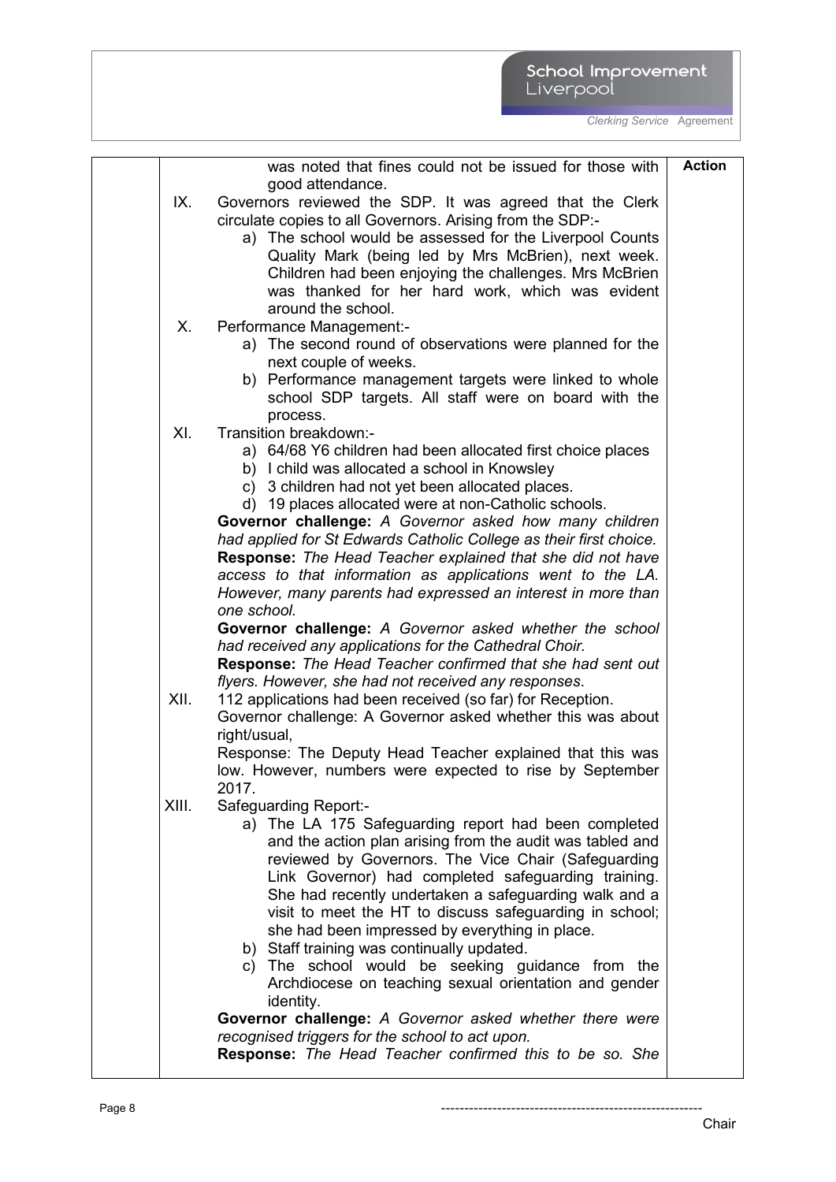was noted that fines could not be issued for those with good attendance.

**Action**

IX. Governors reviewed the SDP. It was agreed that the Clerk circulate copies to all Governors. Arising from the SDP:-

a) The school would be assessed for the Liverpool Counts Quality Mark (being led by Mrs McBrien), next week. Children had been enjoying the challenges. Mrs McBrien was thanked for her hard work, which was evident around the school.

X. Performance Management:-

a) The second round of observations were planned for the next couple of weeks.
b) Performance management targets were linked to whole school SDP targets. All staff were on board with the process.

XI. Transition breakdown:-

a) 64/68 Y6 children had been allocated first choice places
b) I child was allocated a school in Knowsley
c) 3 children had not yet been allocated places.
d) 19 places allocated were at non-Catholic schools.

**Governor challenge:** *A Governor asked how many children had applied for St Edwards Catholic College as their first choice.*
**Response:** *The Head Teacher explained that she did not have access to that information as applications went to the LA. However, many parents had expressed an interest in more than one school.*
**Governor challenge:** *A Governor asked whether the school had received any applications for the Cathedral Choir.*
**Response:** *The Head Teacher confirmed that she had sent out flyers. However, she had not received any responses.*

XII. 112 applications had been received (so far) for Reception.
Governor challenge: A Governor asked whether this was about right/usual,
Response: The Deputy Head Teacher explained that this was low. However, numbers were expected to rise by September 2017.

XIII. Safeguarding Report:-

a) The LA 175 Safeguarding report had been completed and the action plan arising from the audit was tabled and reviewed by Governors. The Vice Chair (Safeguarding Link Governor) had completed safeguarding training. She had recently undertaken a safeguarding walk and a visit to meet the HT to discuss safeguarding in school; she had been impressed by everything in place.
b) Staff training was continually updated.
c) The school would be seeking guidance from the Archdiocese on teaching sexual orientation and gender identity.

**Governor challenge:** *A Governor asked whether there were recognised triggers for the school to act upon.*
**Response:** *The Head Teacher confirmed this to be so. She*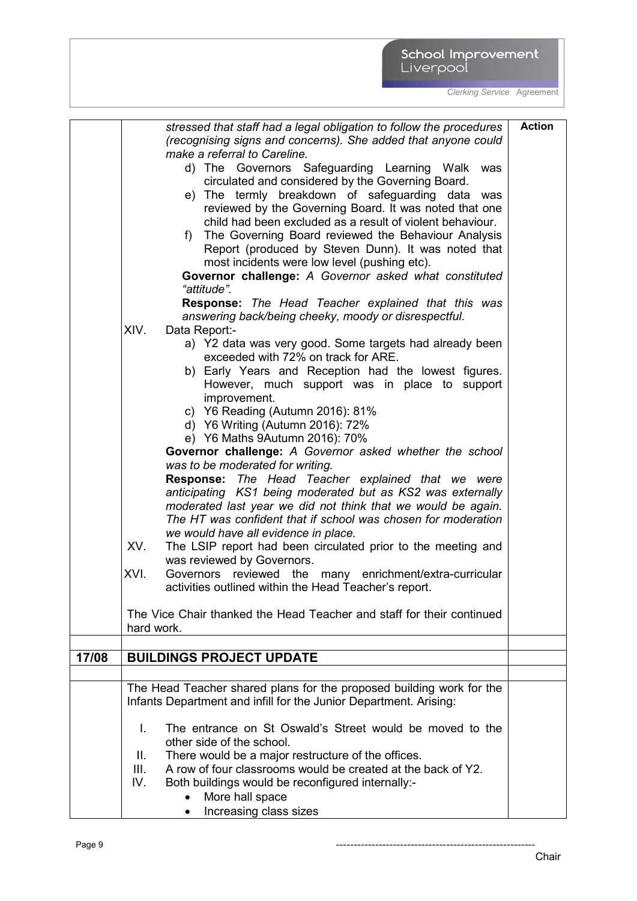| | | Action |
|---|---|---|
| | *stressed that staff had a legal obligation to follow the procedures (recognising signs and concerns). She added that anyone could make a referral to Careline.*<br>d) The Governors Safeguarding Learning Walk was circulated and considered by the Governing Board.<br>e) The termly breakdown of safeguarding data was reviewed by the Governing Board. It was noted that one child had been excluded as a result of violent behaviour.<br>f) The Governing Board reviewed the Behaviour Analysis Report (produced by Steven Dunn). It was noted that most incidents were low level (pushing etc).<br>**Governor challenge:** *A Governor asked what constituted "attitude".*<br>**Response:** *The Head Teacher explained that this was answering back/being cheeky, moody or disrespectful.*<br>XIV. Data Report:-<br>a) Y2 data was very good. Some targets had already been exceeded with 72% on track for ARE.<br>b) Early Years and Reception had the lowest figures. However, much support was in place to support improvement.<br>c) Y6 Reading (Autumn 2016): 81%<br>d) Y6 Writing (Autumn 2016): 72%<br>e) Y6 Maths 9Autumn 2016): 70%<br>**Governor challenge:** *A Governor asked whether the school was to be moderated for writing.*<br>**Response:** *The Head Teacher explained that we were anticipating KS1 being moderated but as KS2 was externally moderated last year we did not think that we would be again. The HT was confident that if school was chosen for moderation we would have all evidence in place.*<br>XV. The LSIP report had been circulated prior to the meeting and was reviewed by Governors.<br>XVI. Governors reviewed the many enrichment/extra-curricular activities outlined within the Head Teacher's report.<br><br>The Vice Chair thanked the Head Teacher and staff for their continued hard work. | |
| | | |
| **17/08** | **BUILDINGS PROJECT UPDATE** | |
| | | |
| | The Head Teacher shared plans for the proposed building work for the Infants Department and infill for the Junior Department. Arising:<br><br>I. The entrance on St Oswald's Street would be moved to the other side of the school.<br>II. There would be a major restructure of the offices.<br>III. A row of four classrooms would be created at the back of Y2.<br>IV. Both buildings would be reconfigured internally:-<br>• More hall space<br>• Increasing class sizes | |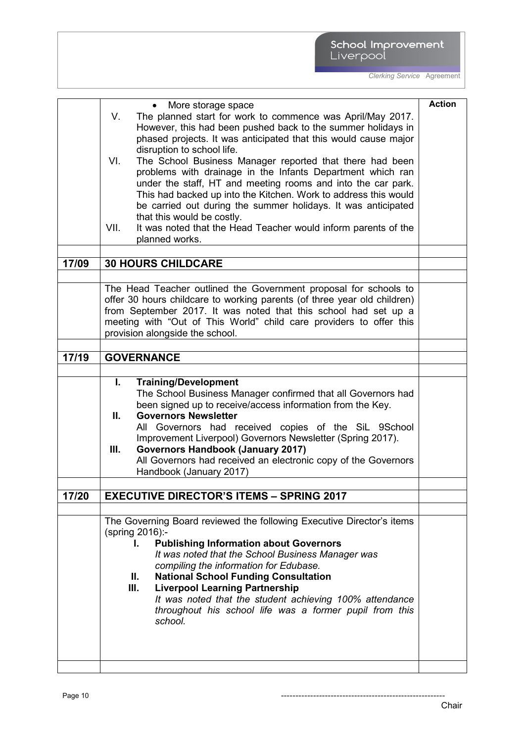| | | Action |
|---|---|---|
| | • More storage space<br>V. The planned start for work to commence was April/May 2017. However, this had been pushed back to the summer holidays in phased projects. It was anticipated that this would cause major disruption to school life.<br>VI. The School Business Manager reported that there had been problems with drainage in the Infants Department which ran under the staff, HT and meeting rooms and into the car park. This had backed up into the Kitchen. Work to address this would be carried out during the summer holidays. It was anticipated that this would be costly.<br>VII. It was noted that the Head Teacher would inform parents of the planned works. | |
| | | |
| **17/09** | **30 HOURS CHILDCARE** | |
| | | |
| | The Head Teacher outlined the Government proposal for schools to offer 30 hours childcare to working parents (of three year old children) from September 2017. It was noted that this school had set up a meeting with "Out of This World" child care providers to offer this provision alongside the school. | |
| | | |
| **17/19** | **GOVERNANCE** | |
| | | |
| | **I. Training/Development**<br>The School Business Manager confirmed that all Governors had been signed up to receive/access information from the Key.<br>**II. Governors Newsletter**<br>All Governors had received copies of the SiL 9School Improvement Liverpool) Governors Newsletter (Spring 2017).<br>**III. Governors Handbook (January 2017)**<br>All Governors had received an electronic copy of the Governors Handbook (January 2017) | |
| | | |
| **17/20** | **EXECUTIVE DIRECTOR'S ITEMS – SPRING 2017** | |
| | | |
| | The Governing Board reviewed the following Executive Director's items (spring 2016):-<br>**I. Publishing Information about Governors**<br>*It was noted that the School Business Manager was compiling the information for Edubase.*<br>**II. National School Funding Consultation**<br>**III. Liverpool Learning Partnership**<br>*It was noted that the student achieving 100% attendance throughout his school life was a former pupil from this school.* | |
| | | |

--------------------------------------------------------
Chair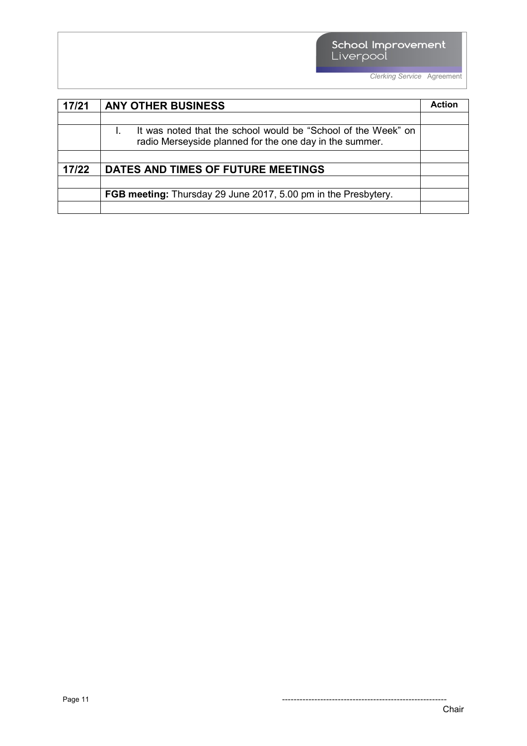| | | |
|---|---|---|
| **17/21** | **ANY OTHER BUSINESS** | **Action** |
| | | |
| | I. It was noted that the school would be "School of the Week" on radio Merseyside planned for the one day in the summer. | |
| | | |
| **17/22** | **DATES AND TIMES OF FUTURE MEETINGS** | |
| | | |
| | **FGB meeting:** Thursday 29 June 2017, 5.00 pm in the Presbytery. | |
| | | |

--------------------------------------------------------
Chair